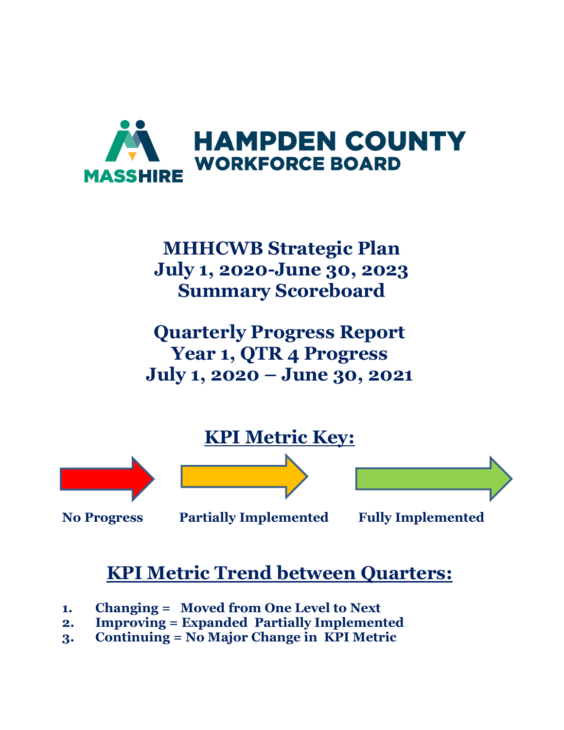MASSHIRE

# HAMPDEN COUNTY WORKFORCE BOARD

## MHHCWB Strategic Plan
## July 1, 2020-June 30, 2023
## Summary Scoreboard

## Quarterly Progress Report
## Year 1, QTR 4 Progress
## July 1, 2020 – June 30, 2021

## KPI Metric Key:

**No Progress** | **Partially Implemented** | **Fully Implemented**

## KPI Metric Trend between Quarters:

1. **Changing = Moved from One Level to Next**
2. **Improving = Expanded Partially Implemented**
3. **Continuing = No Major Change in KPI Metric**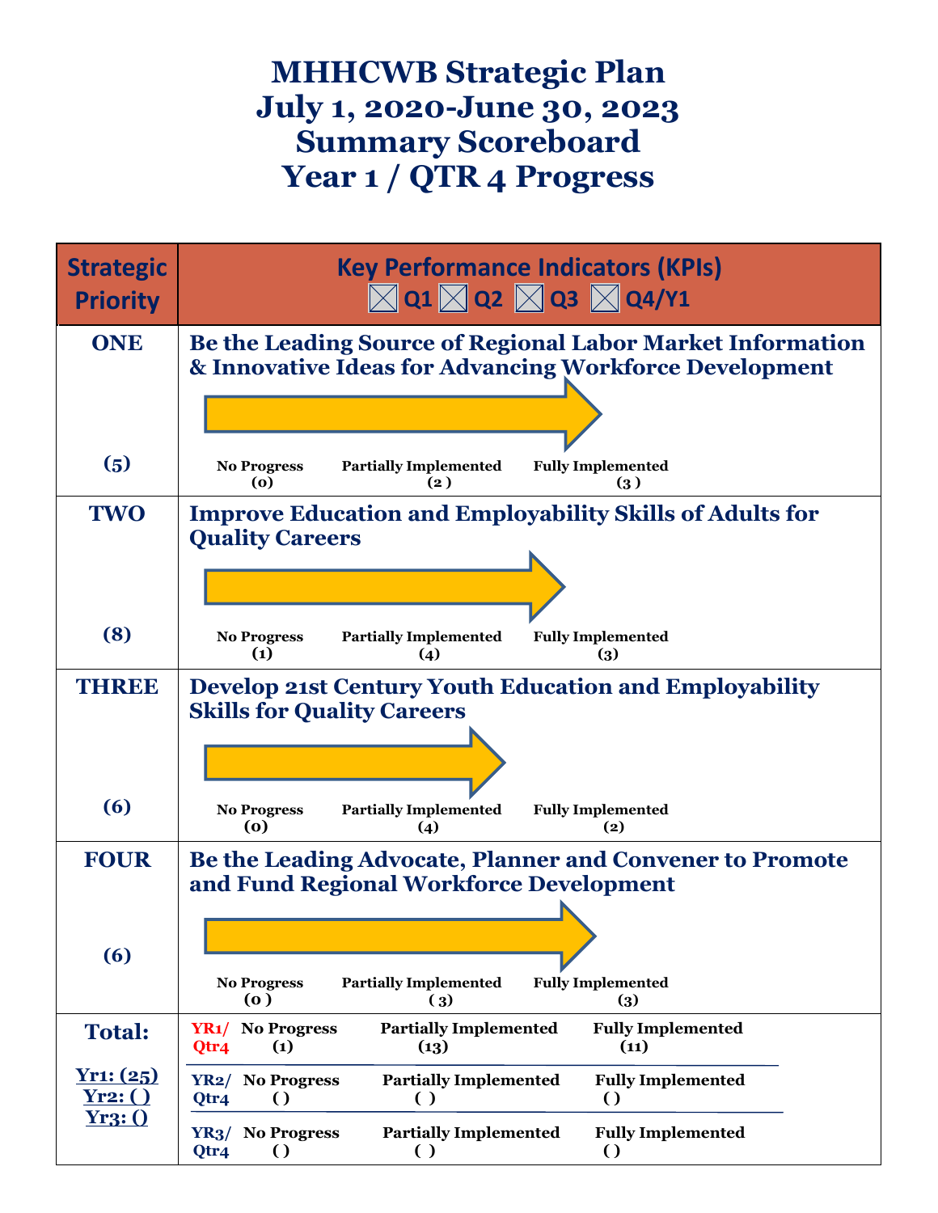# MHHCWB Strategic Plan
# July 1, 2020-June 30, 2023
# Summary Scoreboard
# Year 1 / QTR 4 Progress

| Strategic Priority | Key Performance Indicators (KPIs) ☒ Q1 ☒ Q2 ☒ Q3 ☒ Q4/Y1 |
|---|---|
| **ONE** (5) | **Be the Leading Source of Regional Labor Market Information & Innovative Ideas for Advancing Workforce Development** <br> No Progress (0) · Partially Implemented (2) · Fully Implemented (3) |
| **TWO** (8) | **Improve Education and Employability Skills of Adults for Quality Careers** <br> No Progress (1) · Partially Implemented (4) · Fully Implemented (3) |
| **THREE** (6) | **Develop 21st Century Youth Education and Employability Skills for Quality Careers** <br> No Progress (0) · Partially Implemented (4) · Fully Implemented (2) |
| **FOUR** (6) | **Be the Leading Advocate, Planner and Convener to Promote and Fund Regional Workforce Development** <br> No Progress (0) · Partially Implemented (3) · Fully Implemented (3) |
| **Total:** <br> Yr1: (25) <br> Yr2: ( ) <br> Yr3: () | **YR1/ Qtr4** No Progress (1) · Partially Implemented (13) · Fully Implemented (11) <br> **YR2/ Qtr4** No Progress ( ) · Partially Implemented ( ) · Fully Implemented ( ) <br> **YR3/ Qtr4** No Progress ( ) · Partially Implemented ( ) · Fully Implemented ( ) |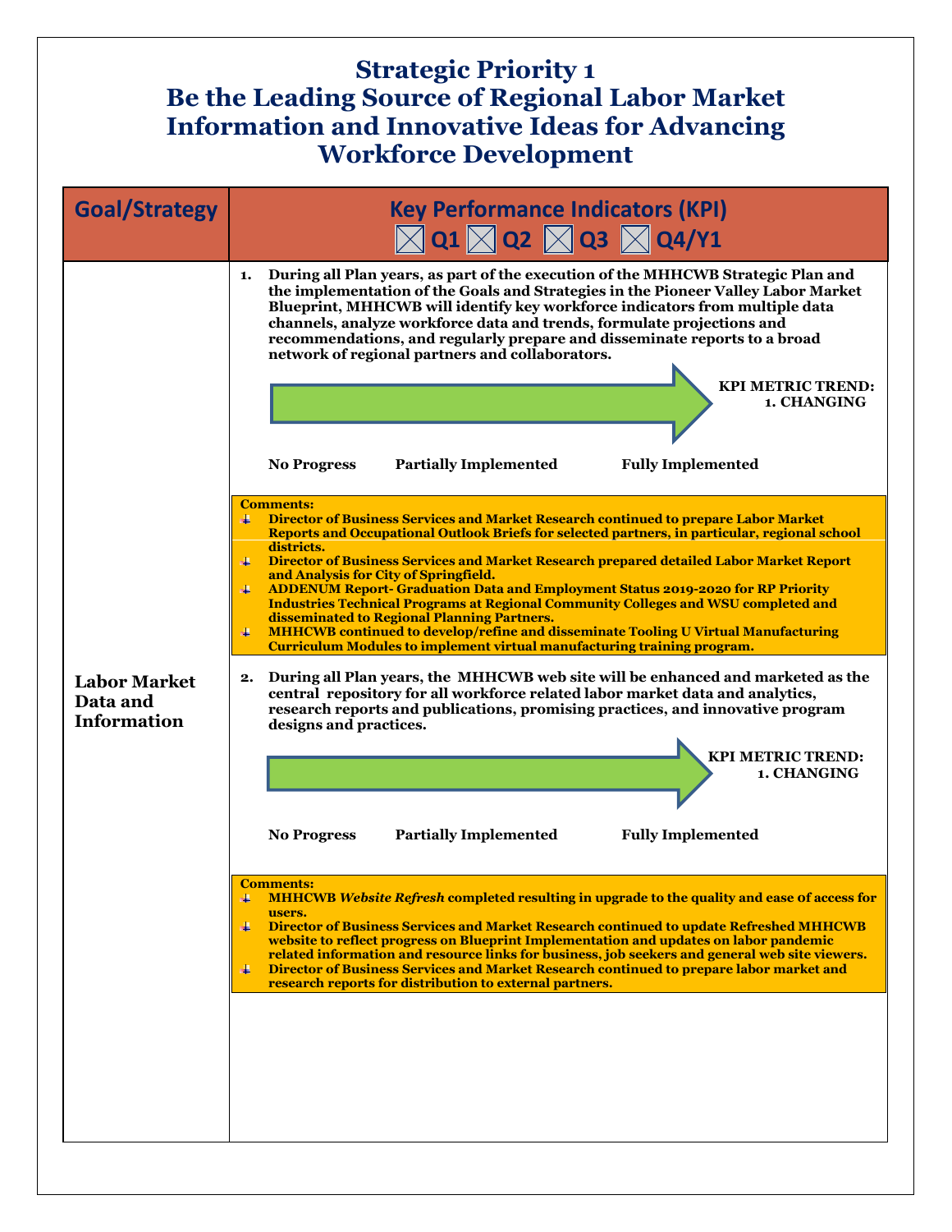# Strategic Priority 1
# Be the Leading Source of Regional Labor Market Information and Innovative Ideas for Advancing Workforce Development

| Goal/Strategy | Key Performance Indicators (KPI) ☒ Q1 ☒ Q2 ☒ Q3 ☒ Q4/Y1 |
|---|---|
| **Labor Market Data and Information** | **1. During all Plan years, as part of the execution of the MHHCWB Strategic Plan and the implementation of the Goals and Strategies in the Pioneer Valley Labor Market Blueprint, MHHCWB will identify key workforce indicators from multiple data channels, analyze workforce data and trends, formulate projections and recommendations, and regularly prepare and disseminate reports to a broad network of regional partners and collaborators.**<br><br>**KPI METRIC TREND: 1. CHANGING**<br><br>**No Progress / Partially Implemented / Fully Implemented**<br><br>**Comments:**<br>- **Director of Business Services and Market Research continued to prepare Labor Market Reports and Occupational Outlook Briefs for selected partners, in particular, regional school districts.**<br>- **Director of Business Services and Market Research prepared detailed Labor Market Report and Analysis for City of Springfield.**<br>- **ADDENUM Report- Graduation Data and Employment Status 2019-2020 for RP Priority Industries Technical Programs at Regional Community Colleges and WSU completed and disseminated to Regional Planning Partners.**<br>- **MHHCWB continued to develop/refine and disseminate Tooling U Virtual Manufacturing Curriculum Modules to implement virtual manufacturing training program.**<br><br>**2. During all Plan years, the MHHCWB web site will be enhanced and marketed as the central repository for all workforce related labor market data and analytics, research reports and publications, promising practices, and innovative program designs and practices.**<br><br>**KPI METRIC TREND: 1. CHANGING**<br><br>**No Progress / Partially Implemented / Fully Implemented**<br><br>**Comments:**<br>- **MHHCWB *Website Refresh* completed resulting in upgrade to the quality and ease of access for users.**<br>- **Director of Business Services and Market Research continued to update Refreshed MHHCWB website to reflect progress on Blueprint Implementation and updates on labor pandemic related information and resource links for business, job seekers and general web site viewers.**<br>- **Director of Business Services and Market Research continued to prepare labor market and research reports for distribution to external partners.** |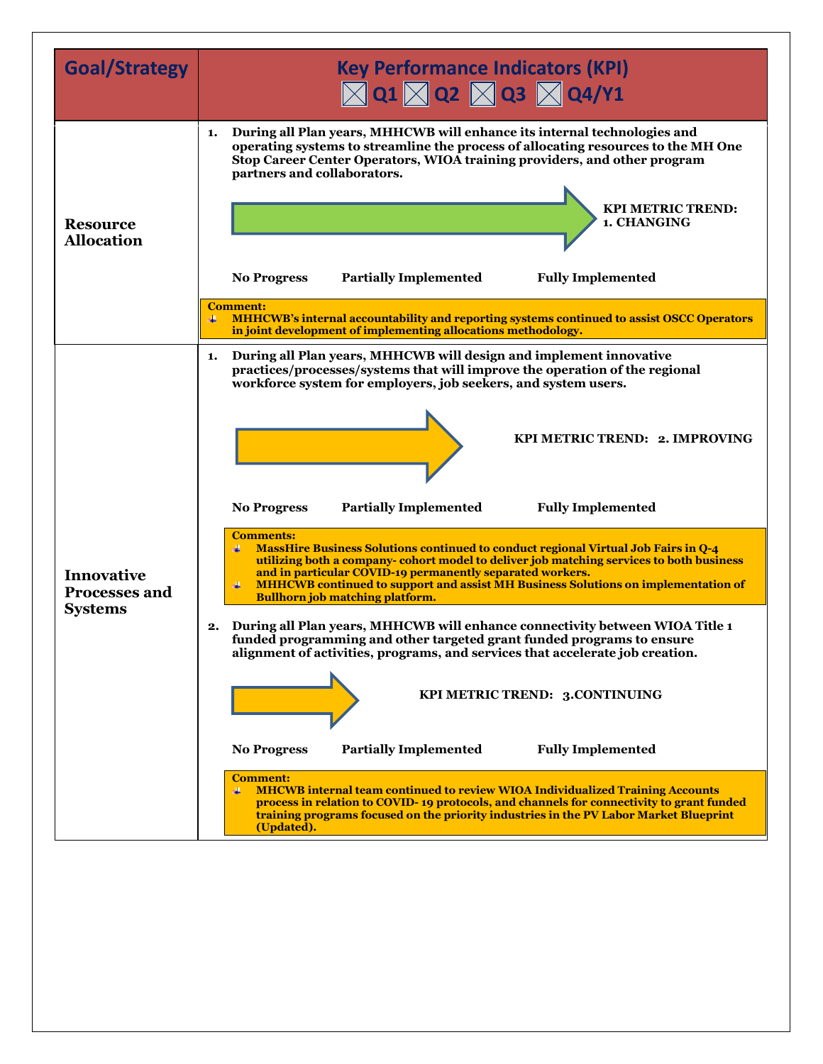| Goal/Strategy | Key Performance Indicators (KPI) ☒ Q1 ☒ Q2 ☒ Q3 ☒ Q4/Y1 |
|---|---|
| **Resource Allocation** | **1. During all Plan years, MHHCWB will enhance its internal technologies and operating systems to streamline the process of allocating resources to the MH One Stop Career Center Operators, WIOA training providers, and other program partners and collaborators.**<br><br>**KPI METRIC TREND: 1. CHANGING**<br><br>**No Progress — Partially Implemented — Fully Implemented**<br><br>**Comment:**<br>- **MHHCWB's internal accountability and reporting systems continued to assist OSCC Operators in joint development of implementing allocations methodology.** |
| **Innovative Processes and Systems** | **1. During all Plan years, MHHCWB will design and implement innovative practices/processes/systems that will improve the operation of the regional workforce system for employers, job seekers, and system users.**<br><br>**KPI METRIC TREND: 2. IMPROVING**<br><br>**No Progress — Partially Implemented — Fully Implemented**<br><br>**Comments:**<br>- **MassHire Business Solutions continued to conduct regional Virtual Job Fairs in Q-4 utilizing both a company- cohort model to deliver job matching services to both business and in particular COVID-19 permanently separated workers.**<br>- **MHHCWB continued to support and assist MH Business Solutions on implementation of Bullhorn job matching platform.**<br><br>**2. During all Plan years, MHHCWB will enhance connectivity between WIOA Title 1 funded programming and other targeted grant funded programs to ensure alignment of activities, programs, and services that accelerate job creation.**<br><br>**KPI METRIC TREND: 3.CONTINUING**<br><br>**No Progress — Partially Implemented — Fully Implemented**<br><br>**Comment:**<br>- **MHCWB internal team continued to review WIOA Individualized Training Accounts process in relation to COVID- 19 protocols, and channels for connectivity to grant funded training programs focused on the priority industries in the PV Labor Market Blueprint (Updated).** |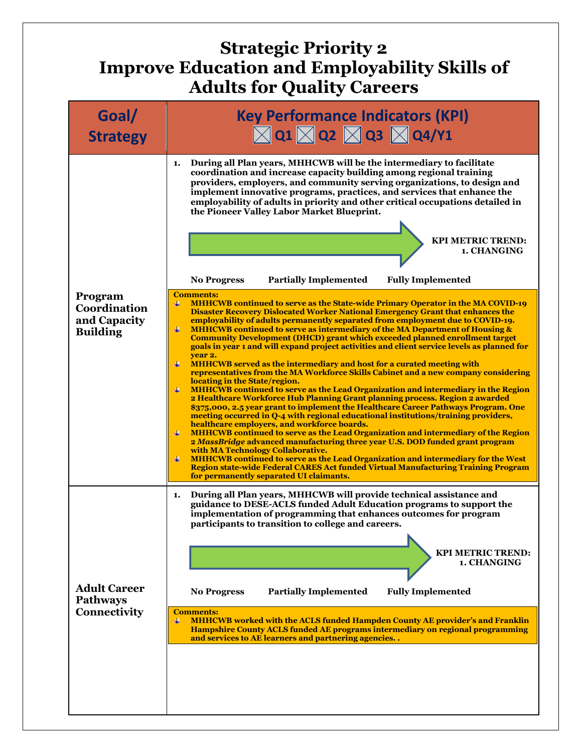# Strategic Priority 2
# Improve Education and Employability Skills of Adults for Quality Careers

| Goal/ Strategy | Key Performance Indicators (KPI) ☒ Q1 ☒ Q2 ☒ Q3 ☒ Q4/Y1 |
|---|---|
| **Program Coordination and Capacity Building** | **1. During all Plan years, MHHCWB will be the intermediary to facilitate coordination and increase capacity building among regional training providers, employers, and community serving organizations, to design and implement innovative programs, practices, and services that enhance the employability of adults in priority and other critical occupations detailed in the Pioneer Valley Labor Market Blueprint.**<br><br>**KPI METRIC TREND: 1. CHANGING**<br><br>**No Progress — Partially Implemented — Fully Implemented**<br><br>**Comments:**<br>- **MHHCWB continued to serve as the State-wide Primary Operator in the MA COVID-19 Disaster Recovery Dislocated Worker National Emergency Grant that enhances the employability of adults permanently separated from employment due to COVID-19.**<br>- **MHHCWB continued to serve as intermediary of the MA Department of Housing & Community Development (DHCD) grant which exceeded planned enrollment target goals in year 1 and will expand project activities and client service levels as planned for year 2.**<br>- **MHHCWB served as the intermediary and host for a curated meeting with representatives from the MA Workforce Skills Cabinet and a new company considering locating in the State/region.**<br>- **MHHCWB continued to serve as the Lead Organization and intermediary in the Region 2 Healthcare Workforce Hub Planning Grant planning process. Region 2 awarded $375,000, 2.5 year grant to implement the Healthcare Career Pathways Program. One meeting occurred in Q-4 with regional educational institutions/training providers, healthcare employers, and workforce boards.**<br>- **MHHCWB continued to serve as the Lead Organization and intermediary of the Region 2 *MassBridge* advanced manufacturing three year U.S. DOD funded grant program with MA Technology Collaborative.**<br>- **MHHCWB continued to serve as the Lead Organization and intermediary for the West Region state-wide Federal CARES Act funded Virtual Manufacturing Training Program for permanently separated UI claimants.** |
| **Adult Career Pathways Connectivity** | **1. During all Plan years, MHHCWB will provide technical assistance and guidance to DESE-ACLS funded Adult Education programs to support the implementation of programming that enhances outcomes for program participants to transition to college and careers.**<br><br>**KPI METRIC TREND: 1. CHANGING**<br><br>**No Progress — Partially Implemented — Fully Implemented**<br><br>**Comments:**<br>- **MHHCWB worked with the ACLS funded Hampden County AE provider's and Franklin Hampshire County ACLS funded AE programs intermediary on regional programming and services to AE learners and partnering agencies. .** |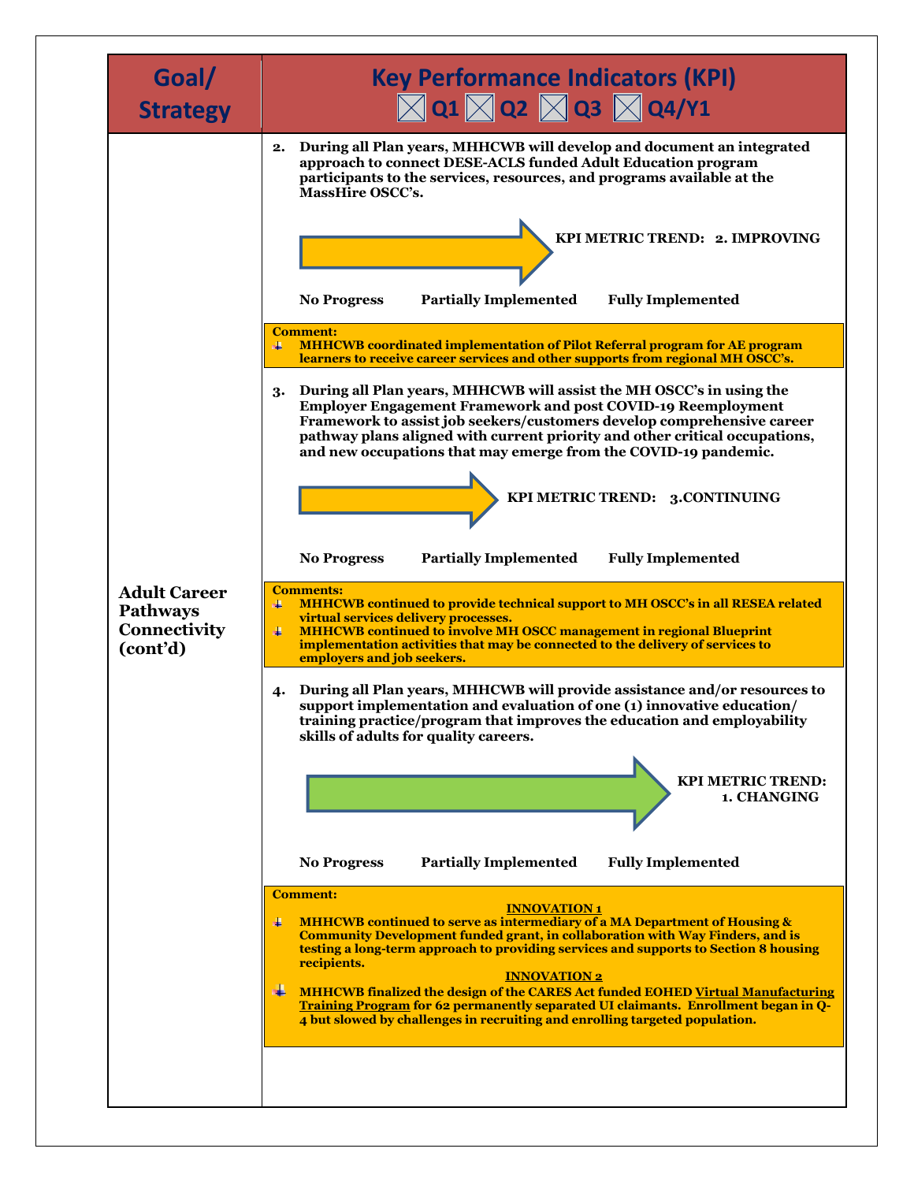| Goal/ Strategy | Key Performance Indicators (KPI) ☒ Q1 ☒ Q2 ☒ Q3 ☒ Q4/Y1 |
|---|---|
| **Adult Career Pathways Connectivity (cont'd)** | **2. During all Plan years, MHHCWB will develop and document an integrated approach to connect DESE-ACLS funded Adult Education program participants to the services, resources, and programs available at the MassHire OSCC's.**<br><br>**KPI METRIC TREND: 2. IMPROVING**<br><br>**No Progress   Partially Implemented   Fully Implemented**<br><br>**Comment:**<br>- **MHHCWB coordinated implementation of Pilot Referral program for AE program learners to receive career services and other supports from regional MH OSCC's.**<br><br>**3. During all Plan years, MHHCWB will assist the MH OSCC's in using the Employer Engagement Framework and post COVID-19 Reemployment Framework to assist job seekers/customers develop comprehensive career pathway plans aligned with current priority and other critical occupations, and new occupations that may emerge from the COVID-19 pandemic.**<br><br>**KPI METRIC TREND: 3.CONTINUING**<br><br>**No Progress   Partially Implemented   Fully Implemented**<br><br>**Comments:**<br>- **MHHCWB continued to provide technical support to MH OSCC's in all RESEA related virtual services delivery processes.**<br>- **MHHCWB continued to involve MH OSCC management in regional Blueprint implementation activities that may be connected to the delivery of services to employers and job seekers.**<br><br>**4. During all Plan years, MHHCWB will provide assistance and/or resources to support implementation and evaluation of one (1) innovative education/ training practice/program that improves the education and employability skills of adults for quality careers.**<br><br>**KPI METRIC TREND: 1. CHANGING**<br><br>**No Progress   Partially Implemented   Fully Implemented**<br><br>**Comment:**<br>**INNOVATION 1**<br>- **MHHCWB continued to serve as intermediary of a MA Department of Housing & Community Development funded grant, in collaboration with Way Finders, and is testing a long-term approach to providing services and supports to Section 8 housing recipients.**<br><br>**INNOVATION 2**<br>- **MHHCWB finalized the design of the CARES Act funded EOHED Virtual Manufacturing Training Program for 62 permanently separated UI claimants. Enrollment began in Q-4 but slowed by challenges in recruiting and enrolling targeted population.** |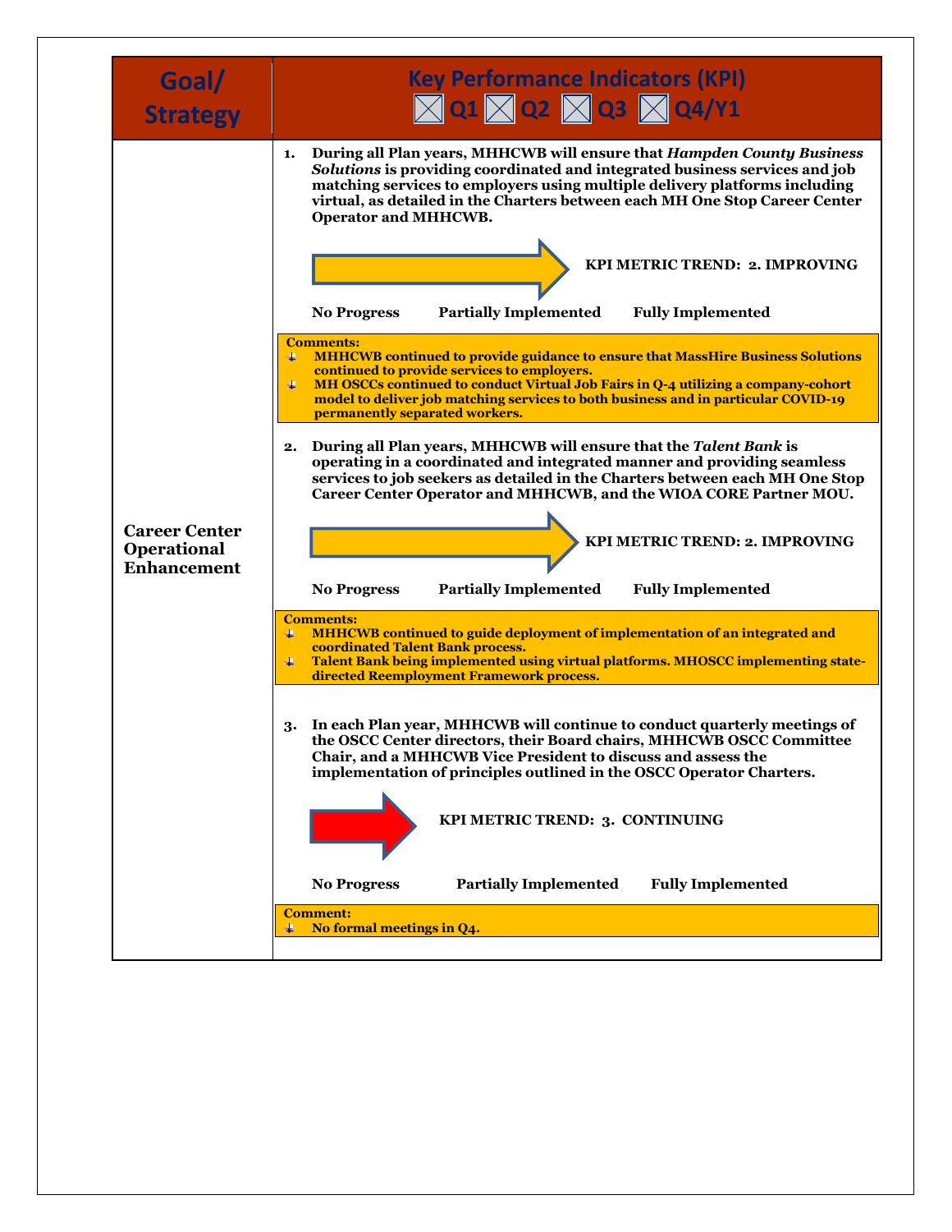| Goal/ Strategy | Key Performance Indicators (KPI) ☒ Q1 ☒ Q2 ☒ Q3 ☒ Q4/Y1 |
|---|---|
| **Career Center Operational Enhancement** | **1. During all Plan years, MHHCWB will ensure that *Hampden County Business Solutions* is providing coordinated and integrated business services and job matching services to employers using multiple delivery platforms including virtual, as detailed in the Charters between each MH One Stop Career Center Operator and MHHCWB.**<br><br>**KPI METRIC TREND: 2. IMPROVING**<br><br>**No Progress — Partially Implemented — Fully Implemented**<br><br>**Comments:**<br>- **MHHCWB continued to provide guidance to ensure that MassHire Business Solutions continued to provide services to employers.**<br>- **MH OSCCs continued to conduct Virtual Job Fairs in Q-4 utilizing a company-cohort model to deliver job matching services to both business and in particular COVID-19 permanently separated workers.**<br><br>**2. During all Plan years, MHHCWB will ensure that the *Talent Bank* is operating in a coordinated and integrated manner and providing seamless services to job seekers as detailed in the Charters between each MH One Stop Career Center Operator and MHHCWB, and the WIOA CORE Partner MOU.**<br><br>**KPI METRIC TREND: 2. IMPROVING**<br><br>**No Progress — Partially Implemented — Fully Implemented**<br><br>**Comments:**<br>- **MHHCWB continued to guide deployment of implementation of an integrated and coordinated Talent Bank process.**<br>- **Talent Bank being implemented using virtual platforms. MHOSCC implementing state-directed Reemployment Framework process.**<br><br>**3. In each Plan year, MHHCWB will continue to conduct quarterly meetings of the OSCC Center directors, their Board chairs, MHHCWB OSCC Committee Chair, and a MHHCWB Vice President to discuss and assess the implementation of principles outlined in the OSCC Operator Charters.**<br><br>**KPI METRIC TREND: 3. CONTINUING**<br><br>**No Progress — Partially Implemented — Fully Implemented**<br><br>**Comment:**<br>- **No formal meetings in Q4.** |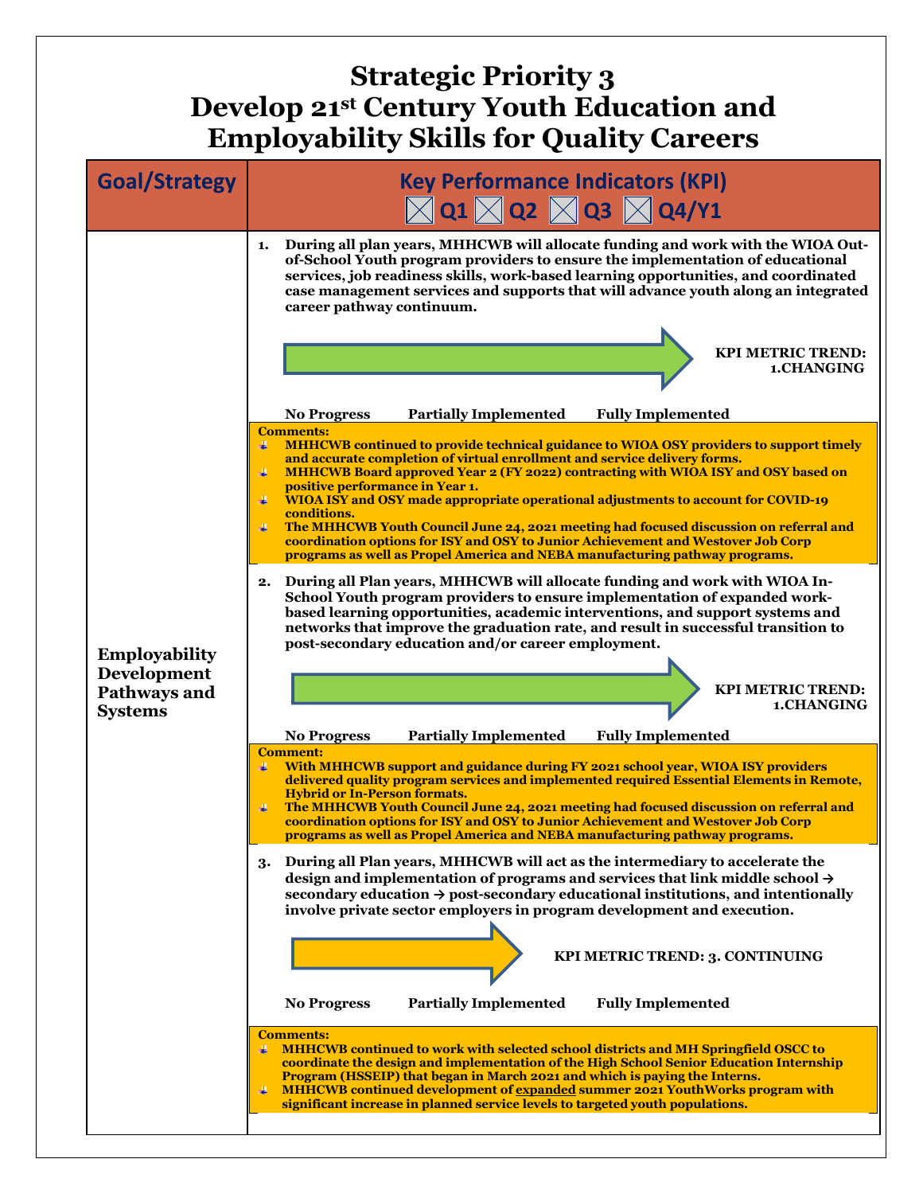# Strategic Priority 3
# Develop 21st Century Youth Education and Employability Skills for Quality Careers

| Goal/Strategy | Key Performance Indicators (KPI) ☒ Q1 ☒ Q2 ☒ Q3 ☒ Q4/Y1 |
|---|---|
| **Employability Development Pathways and Systems** | **1. During all plan years, MHHCWB will allocate funding and work with the WIOA Out-of-School Youth program providers to ensure the implementation of educational services, job readiness skills, work-based learning opportunities, and coordinated case management services and supports that will advance youth along an integrated career pathway continuum.**<br><br>**KPI METRIC TREND: 1.CHANGING**<br><br>**No Progress — Partially Implemented — Fully Implemented**<br><br>**Comments:**<br>- **MHHCWB continued to provide technical guidance to WIOA OSY providers to support timely and accurate completion of virtual enrollment and service delivery forms.**<br>- **MHHCWB Board approved Year 2 (FY 2022) contracting with WIOA ISY and OSY based on positive performance in Year 1.**<br>- **WIOA ISY and OSY made appropriate operational adjustments to account for COVID-19 conditions.**<br>- **The MHHCWB Youth Council June 24, 2021 meeting had focused discussion on referral and coordination options for ISY and OSY to Junior Achievement and Westover Job Corp programs as well as Propel America and NEBA manufacturing pathway programs.** |
| | **2. During all Plan years, MHHCWB will allocate funding and work with WIOA In-School Youth program providers to ensure implementation of expanded work-based learning opportunities, academic interventions, and support systems and networks that improve the graduation rate, and result in successful transition to post-secondary education and/or career employment.**<br><br>**KPI METRIC TREND: 1.CHANGING**<br><br>**No Progress — Partially Implemented — Fully Implemented**<br><br>**Comment:**<br>- **With MHHCWB support and guidance during FY 2021 school year, WIOA ISY providers delivered quality program services and implemented required Essential Elements in Remote, Hybrid or In-Person formats.**<br>- **The MHHCWB Youth Council June 24, 2021 meeting had focused discussion on referral and coordination options for ISY and OSY to Junior Achievement and Westover Job Corp programs as well as Propel America and NEBA manufacturing pathway programs.** |
| | **3. During all Plan years, MHHCWB will act as the intermediary to accelerate the design and implementation of programs and services that link middle school → secondary education → post-secondary educational institutions, and intentionally involve private sector employers in program development and execution.**<br><br>**KPI METRIC TREND: 3. CONTINUING**<br><br>**No Progress — Partially Implemented — Fully Implemented**<br><br>**Comments:**<br>- **MHHCWB continued to work with selected school districts and MH Springfield OSCC to coordinate the design and implementation of the High School Senior Education Internship Program (HSSEIP) that began in March 2021 and which is paying the Interns.**<br>- **MHHCWB continued development of <u>expanded</u> summer 2021 YouthWorks program with significant increase in planned service levels to targeted youth populations.** |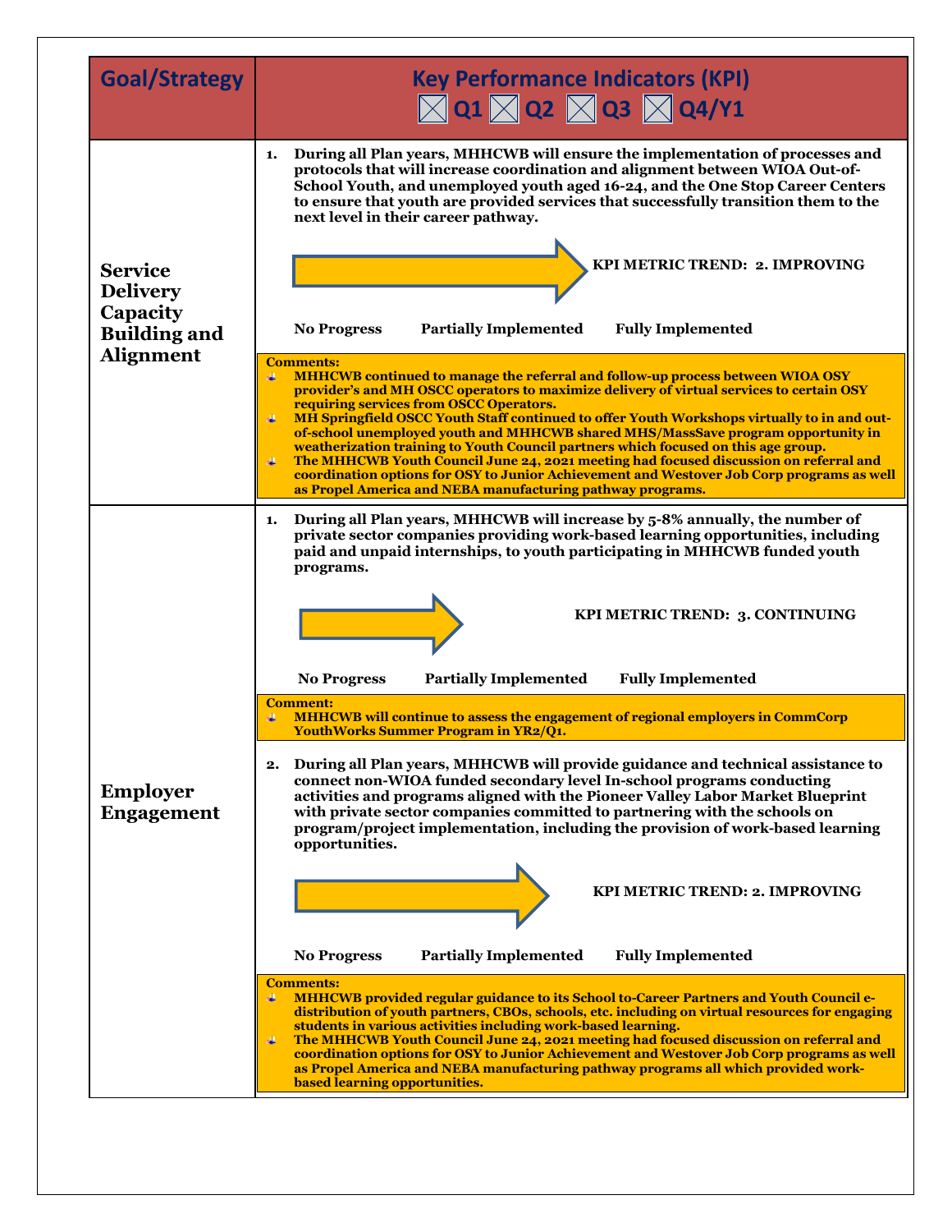| Goal/Strategy | Key Performance Indicators (KPI) ☒ Q1 ☒ Q2 ☒ Q3 ☒ Q4/Y1 |
|---|---|
| **Service Delivery Capacity Building and Alignment** | **1. During all Plan years, MHHCWB will ensure the implementation of processes and protocols that will increase coordination and alignment between WIOA Out-of-School Youth, and unemployed youth aged 16-24, and the One Stop Career Centers to ensure that youth are provided services that successfully transition them to the next level in their career pathway.**<br><br>**KPI METRIC TREND: 2. IMPROVING**<br><br>**No Progress Partially Implemented Fully Implemented**<br><br>**Comments:**<br>- **MHHCWB continued to manage the referral and follow-up process between WIOA OSY provider's and MH OSCC operators to maximize delivery of virtual services to certain OSY requiring services from OSCC Operators.**<br>- **MH Springfield OSCC Youth Staff continued to offer Youth Workshops virtually to in and out-of-school unemployed youth and MHHCWB shared MHS/MassSave program opportunity in weatherization training to Youth Council partners which focused on this age group.**<br>- **The MHHCWB Youth Council June 24, 2021 meeting had focused discussion on referral and coordination options for OSY to Junior Achievement and Westover Job Corp programs as well as Propel America and NEBA manufacturing pathway programs.** |
| **Employer Engagement** | **1. During all Plan years, MHHCWB will increase by 5-8% annually, the number of private sector companies providing work-based learning opportunities, including paid and unpaid internships, to youth participating in MHHCWB funded youth programs.**<br><br>**KPI METRIC TREND: 3. CONTINUING**<br><br>**No Progress Partially Implemented Fully Implemented**<br><br>**Comment:**<br>- **MHHCWB will continue to assess the engagement of regional employers in CommCorp YouthWorks Summer Program in YR2/Q1.**<br><br>**2. During all Plan years, MHHCWB will provide guidance and technical assistance to connect non-WIOA funded secondary level In-school programs conducting activities and programs aligned with the Pioneer Valley Labor Market Blueprint with private sector companies committed to partnering with the schools on program/project implementation, including the provision of work-based learning opportunities.**<br><br>**KPI METRIC TREND: 2. IMPROVING**<br><br>**No Progress Partially Implemented Fully Implemented**<br><br>**Comments:**<br>- **MHHCWB provided regular guidance to its School to-Career Partners and Youth Council e-distribution of youth partners, CBOs, schools, etc. including on virtual resources for engaging students in various activities including work-based learning.**<br>- **The MHHCWB Youth Council June 24, 2021 meeting had focused discussion on referral and coordination options for OSY to Junior Achievement and Westover Job Corp programs as well as Propel America and NEBA manufacturing pathway programs all which provided work-based learning opportunities.** |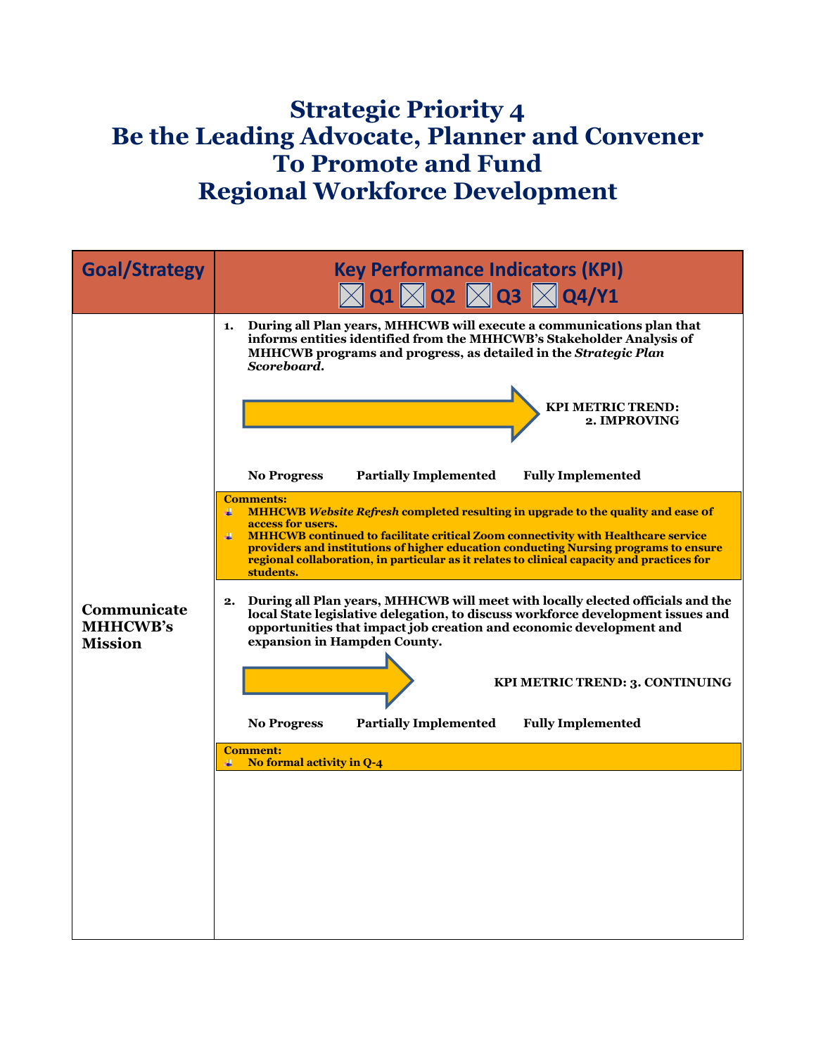# Strategic Priority 4
# Be the Leading Advocate, Planner and Convener To Promote and Fund Regional Workforce Development

| Goal/Strategy | Key Performance Indicators (KPI) ☒ Q1 ☒ Q2 ☒ Q3 ☒ Q4/Y1 |
|---|---|
| **Communicate MHHCWB's Mission** | **1. During all Plan years, MHHCWB will execute a communications plan that informs entities identified from the MHHCWB's Stakeholder Analysis of MHHCWB programs and progress, as detailed in the *Strategic Plan Scoreboard*.**<br><br>**KPI METRIC TREND: 2. IMPROVING**<br><br>**No Progress — Partially Implemented — Fully Implemented**<br><br>**Comments:**<br>- **MHHCWB *Website Refresh* completed resulting in upgrade to the quality and ease of access for users.**<br>- **MHHCWB continued to facilitate critical Zoom connectivity with Healthcare service providers and institutions of higher education conducting Nursing programs to ensure regional collaboration, in particular as it relates to clinical capacity and practices for students.**<br><br>**2. During all Plan years, MHHCWB will meet with locally elected officials and the local State legislative delegation, to discuss workforce development issues and opportunities that impact job creation and economic development and expansion in Hampden County.**<br><br>**KPI METRIC TREND: 3. CONTINUING**<br><br>**No Progress — Partially Implemented — Fully Implemented**<br><br>**Comment:**<br>- **No formal activity in Q-4** |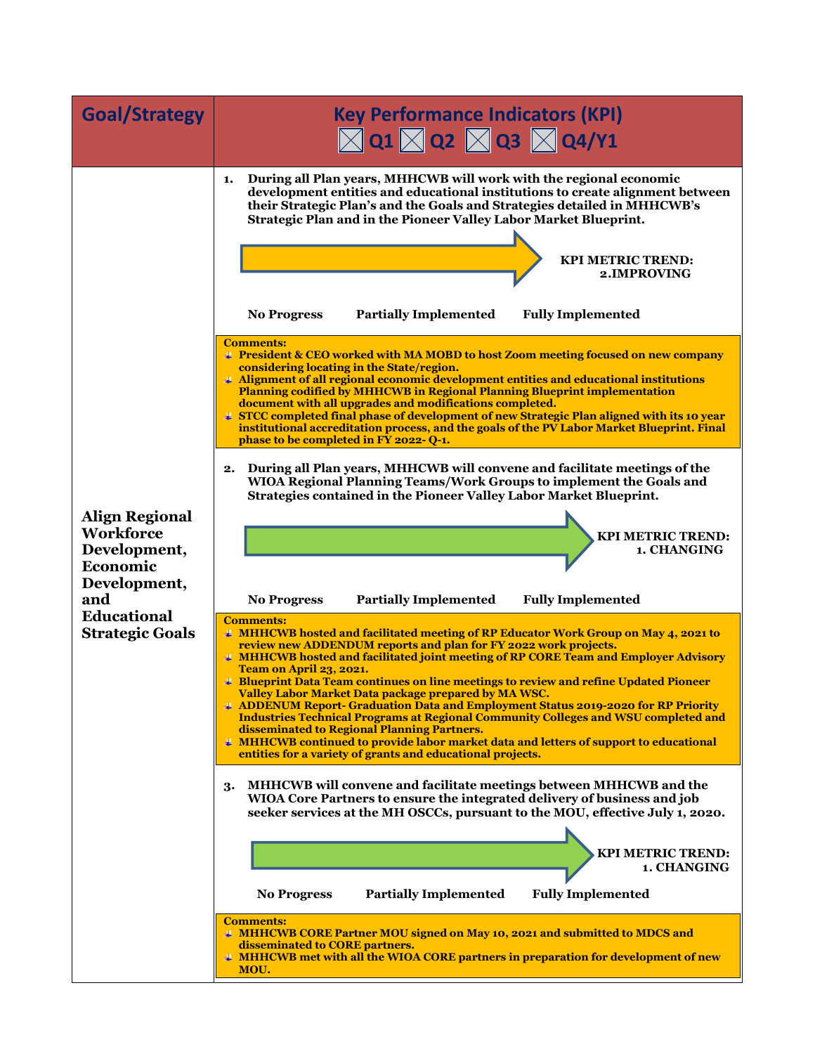| Goal/Strategy | Key Performance Indicators (KPI) ☒ Q1 ☒ Q2 ☒ Q3 ☒ Q4/Y1 |
|---|---|
| **Align Regional Workforce Development, Economic Development, and Educational Strategic Goals** | **1. During all Plan years, MHHCWB will work with the regional economic development entities and educational institutions to create alignment between their Strategic Plan's and the Goals and Strategies detailed in MHHCWB's Strategic Plan and in the Pioneer Valley Labor Market Blueprint.**<br><br>**KPI METRIC TREND: 2.IMPROVING**<br><br>**No Progress — Partially Implemented — Fully Implemented**<br><br>**Comments:**<br>- **President & CEO worked with MA MOBD to host Zoom meeting focused on new company considering locating in the State/region.**<br>- **Alignment of all regional economic development entities and educational institutions Planning codified by MHHCWB in Regional Planning Blueprint implementation document with all upgrades and modifications completed.**<br>- **STCC completed final phase of development of new Strategic Plan aligned with its 10 year institutional accreditation process, and the goals of the PV Labor Market Blueprint. Final phase to be completed in FY 2022- Q-1.** |
| | **2. During all Plan years, MHHCWB will convene and facilitate meetings of the WIOA Regional Planning Teams/Work Groups to implement the Goals and Strategies contained in the Pioneer Valley Labor Market Blueprint.**<br><br>**KPI METRIC TREND: 1. CHANGING**<br><br>**No Progress — Partially Implemented — Fully Implemented**<br><br>**Comments:**<br>- **MHHCWB hosted and facilitated meeting of RP Educator Work Group on May 4, 2021 to review new ADDENDUM reports and plan for FY 2022 work projects.**<br>- **MHHCWB hosted and facilitated joint meeting of RP CORE Team and Employer Advisory Team on April 23, 2021.**<br>- **Blueprint Data Team continues on line meetings to review and refine Updated Pioneer Valley Labor Market Data package prepared by MA WSC.**<br>- **ADDENUM Report- Graduation Data and Employment Status 2019-2020 for RP Priority Industries Technical Programs at Regional Community Colleges and WSU completed and disseminated to Regional Planning Partners.**<br>- **MHHCWB continued to provide labor market data and letters of support to educational entities for a variety of grants and educational projects.** |
| | **3. MHHCWB will convene and facilitate meetings between MHHCWB and the WIOA Core Partners to ensure the integrated delivery of business and job seeker services at the MH OSCCs, pursuant to the MOU, effective July 1, 2020.**<br><br>**KPI METRIC TREND: 1. CHANGING**<br><br>**No Progress — Partially Implemented — Fully Implemented**<br><br>**Comments:**<br>- **MHHCWB CORE Partner MOU signed on May 10, 2021 and submitted to MDCS and disseminated to CORE partners.**<br>- **MHHCWB met with all the WIOA CORE partners in preparation for development of new MOU.** |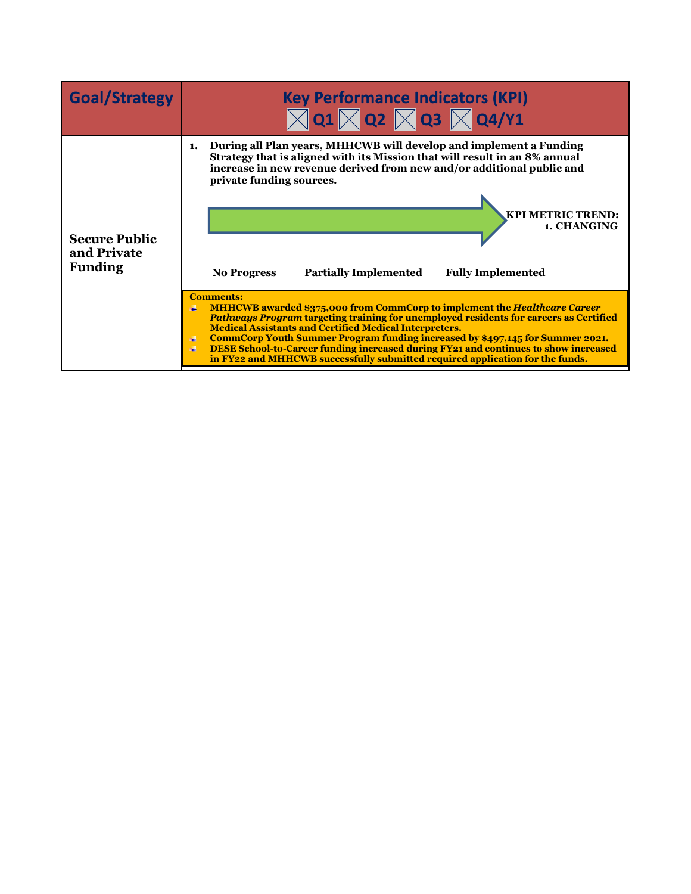| Goal/Strategy | Key Performance Indicators (KPI) ☒ Q1 ☒ Q2 ☒ Q3 ☒ Q4/Y1 |
|---|---|
| **Secure Public and Private Funding** | **1. During all Plan years, MHHCWB will develop and implement a Funding Strategy that is aligned with its Mission that will result in an 8% annual increase in new revenue derived from new and/or additional public and private funding sources.**<br><br>**KPI METRIC TREND: 1. CHANGING**<br><br>**No Progress** **Partially Implemented** **Fully Implemented**<br><br>**Comments:**<br>- **MHHCWB awarded $375,000 from CommCorp to implement the *Healthcare Career Pathways Program* targeting training for unemployed residents for careers as Certified Medical Assistants and Certified Medical Interpreters.**<br>- **CommCorp Youth Summer Program funding increased by $497,145 for Summer 2021.**<br>- **DESE School-to-Career funding increased during FY21 and continues to show increased in FY22 and MHHCWB successfully submitted required application for the funds.** |